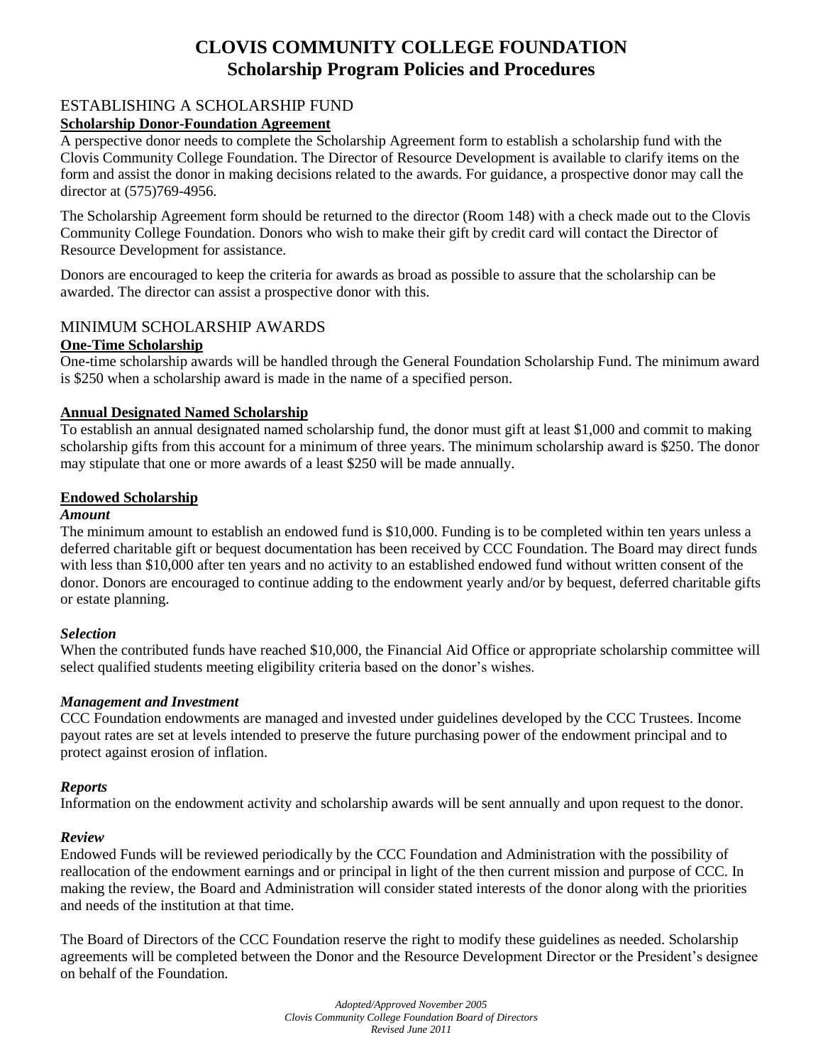# CLOVIS COMMUNITY COLLEGE FOUNDATION
## Scholarship Program Policies and Procedures

## ESTABLISHING A SCHOLARSHIP FUND

**Scholarship Donor-Foundation Agreement**

A perspective donor needs to complete the Scholarship Agreement form to establish a scholarship fund with the Clovis Community College Foundation. The Director of Resource Development is available to clarify items on the form and assist the donor in making decisions related to the awards. For guidance, a prospective donor may call the director at (575)769-4956.

The Scholarship Agreement form should be returned to the director (Room 148) with a check made out to the Clovis Community College Foundation. Donors who wish to make their gift by credit card will contact the Director of Resource Development for assistance.

Donors are encouraged to keep the criteria for awards as broad as possible to assure that the scholarship can be awarded. The director can assist a prospective donor with this.

## MINIMUM SCHOLARSHIP AWARDS

**One-Time Scholarship**

One-time scholarship awards will be handled through the General Foundation Scholarship Fund. The minimum award is $250 when a scholarship award is made in the name of a specified person.

**Annual Designated Named Scholarship**

To establish an annual designated named scholarship fund, the donor must gift at least $1,000 and commit to making scholarship gifts from this account for a minimum of three years. The minimum scholarship award is $250. The donor may stipulate that one or more awards of a least $250 will be made annually.

**Endowed Scholarship**

***Amount***

The minimum amount to establish an endowed fund is $10,000. Funding is to be completed within ten years unless a deferred charitable gift or bequest documentation has been received by CCC Foundation. The Board may direct funds with less than $10,000 after ten years and no activity to an established endowed fund without written consent of the donor. Donors are encouraged to continue adding to the endowment yearly and/or by bequest, deferred charitable gifts or estate planning.

***Selection***

When the contributed funds have reached $10,000, the Financial Aid Office or appropriate scholarship committee will select qualified students meeting eligibility criteria based on the donor's wishes.

***Management and Investment***

CCC Foundation endowments are managed and invested under guidelines developed by the CCC Trustees. Income payout rates are set at levels intended to preserve the future purchasing power of the endowment principal and to protect against erosion of inflation.

***Reports***

Information on the endowment activity and scholarship awards will be sent annually and upon request to the donor.

***Review***

Endowed Funds will be reviewed periodically by the CCC Foundation and Administration with the possibility of reallocation of the endowment earnings and or principal in light of the then current mission and purpose of CCC. In making the review, the Board and Administration will consider stated interests of the donor along with the priorities and needs of the institution at that time.

The Board of Directors of the CCC Foundation reserve the right to modify these guidelines as needed. Scholarship agreements will be completed between the Donor and the Resource Development Director or the President's designee on behalf of the Foundation.

*Adopted/Approved November 2005*
*Clovis Community College Foundation Board of Directors*
*Revised June 2011*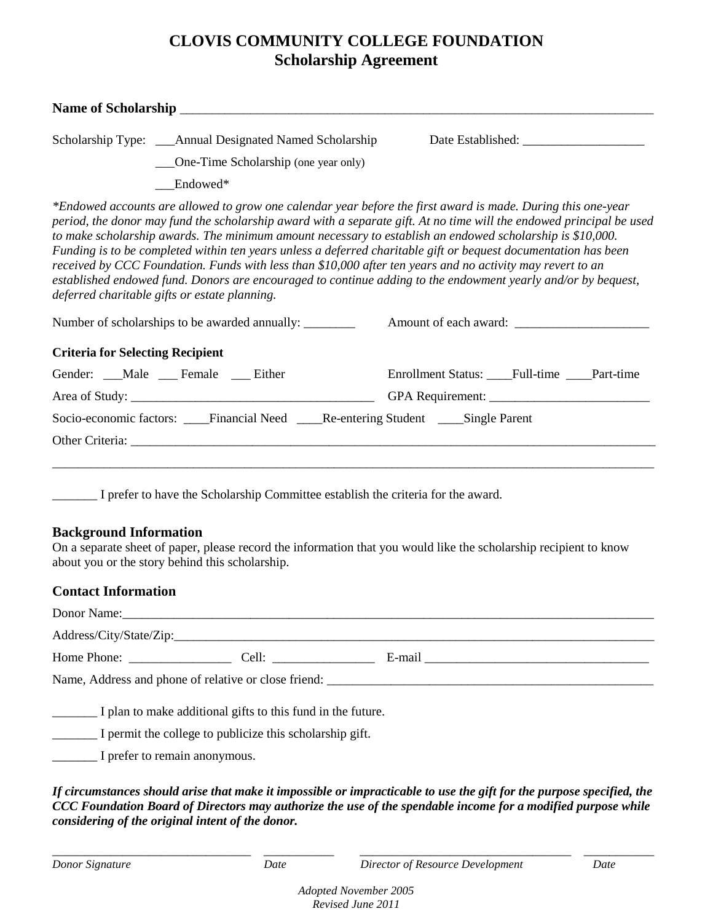# CLOVIS COMMUNITY COLLEGE FOUNDATION
## Scholarship Agreement

**Name of Scholarship** ___________________________________________________________________________

Scholarship Type: ___Annual Designated Named Scholarship     Date Established: ___________________

___One-Time Scholarship (one year only)

___Endowed*

*\*Endowed accounts are allowed to grow one calendar year before the first award is made. During this one-year period, the donor may fund the scholarship award with a separate gift. At no time will the endowed principal be used to make scholarship awards. The minimum amount necessary to establish an endowed scholarship is $10,000. Funding is to be completed within ten years unless a deferred charitable gift or bequest documentation has been received by CCC Foundation. Funds with less than $10,000 after ten years and no activity may revert to an established endowed fund. Donors are encouraged to continue adding to the endowment yearly and/or by bequest, deferred charitable gifts or estate planning.*

Number of scholarships to be awarded annually: ________     Amount of each award: _____________________

**Criteria for Selecting Recipient**

Gender: ___Male ___ Female ___ Either     Enrollment Status: ____Full-time ____Part-time

Area of Study: ______________________________________     GPA Requirement: _________________________

Socio-economic factors: ____Financial Need ____Re-entering Student ____Single Parent

Other Criteria: _________________________________________________________________________________

_______________________________________________________________________________________________

_______ I prefer to have the Scholarship Committee establish the criteria for the award.

### Background Information

On a separate sheet of paper, please record the information that you would like the scholarship recipient to know about you or the story behind this scholarship.

### Contact Information

Donor Name:___________________________________________________________________________________

Address/City/State/Zip:_________________________________________________________________________

Home Phone: ________________ Cell: ________________ E-mail ___________________________________

Name, Address and phone of relative or close friend: _____________________________________________

_______ I plan to make additional gifts to this fund in the future.

_______ I permit the college to publicize this scholarship gift.

_______ I prefer to remain anonymous.

***If circumstances should arise that make it impossible or impracticable to use the gift for the purpose specified, the CCC Foundation Board of Directors may authorize the use of the spendable income for a modified purpose while considering of the original intent of the donor.***

________________________________ ___________ __________________________________ ___________

*Donor Signature*     *Date*     *Director of Resource Development*     *Date*

*Adopted November 2005*
*Revised June 2011*